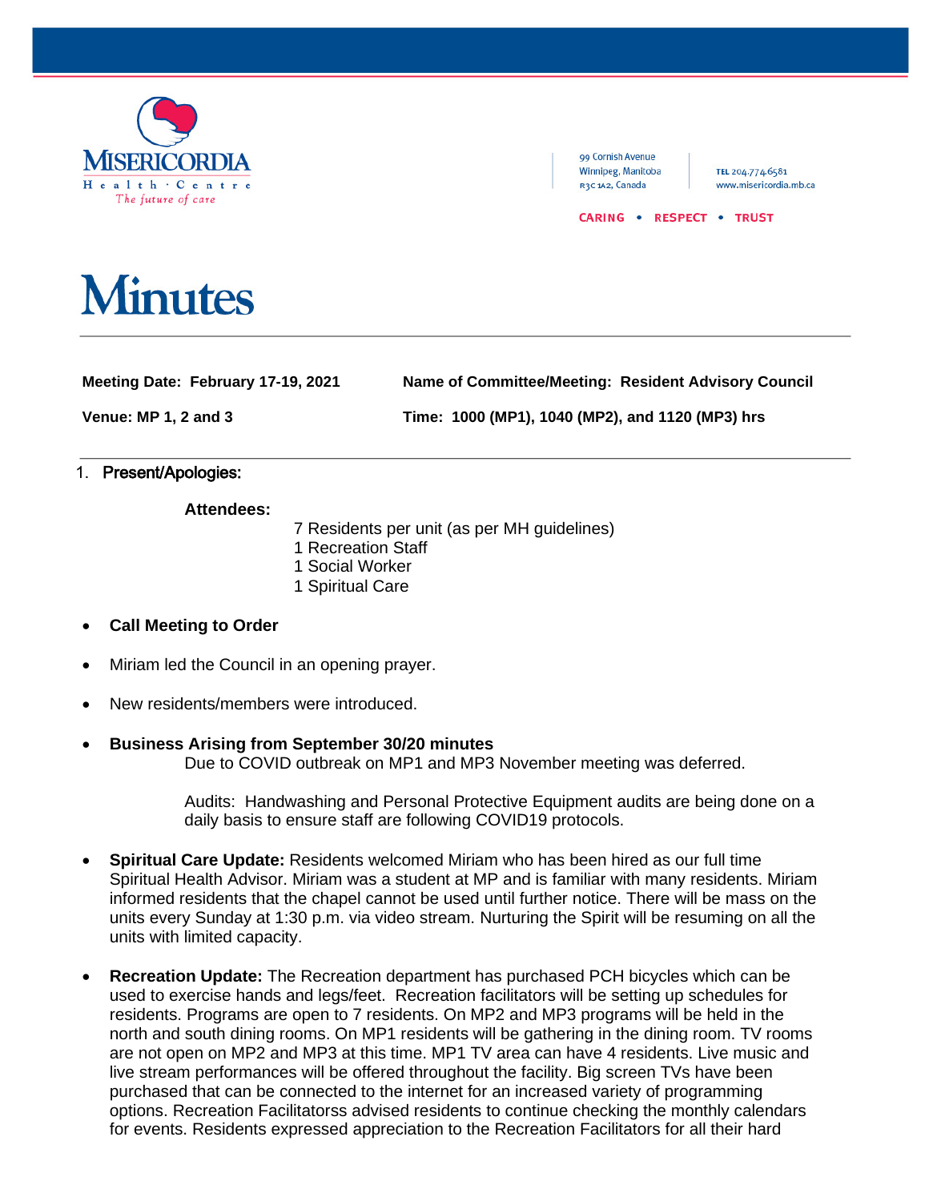Misericordia Health Centre
The future of care

99 Cornish Avenue
Winnipeg, Manitoba
R3C 1A2, Canada

TEL 204.774.6581
www.misericordia.mb.ca

CARING • RESPECT • TRUST

# Minutes

**Meeting Date: February 17-19, 2021** **Name of Committee/Meeting: Resident Advisory Council**

**Venue: MP 1, 2 and 3** **Time: 1000 (MP1), 1040 (MP2), and 1120 (MP3) hrs**

1. **Present/Apologies:**

**Attendees:**

7 Residents per unit (as per MH guidelines)
1 Recreation Staff
1 Social Worker
1 Spiritual Care

- **Call Meeting to Order**

- Miriam led the Council in an opening prayer.

- New residents/members were introduced.

- **Business Arising from September 30/20 minutes**

  Due to COVID outbreak on MP1 and MP3 November meeting was deferred.

  Audits: Handwashing and Personal Protective Equipment audits are being done on a daily basis to ensure staff are following COVID19 protocols.

- **Spiritual Care Update:** Residents welcomed Miriam who has been hired as our full time Spiritual Health Advisor. Miriam was a student at MP and is familiar with many residents. Miriam informed residents that the chapel cannot be used until further notice. There will be mass on the units every Sunday at 1:30 p.m. via video stream. Nurturing the Spirit will be resuming on all the units with limited capacity.

- **Recreation Update:** The Recreation department has purchased PCH bicycles which can be used to exercise hands and legs/feet. Recreation facilitators will be setting up schedules for residents. Programs are open to 7 residents. On MP2 and MP3 programs will be held in the north and south dining rooms. On MP1 residents will be gathering in the dining room. TV rooms are not open on MP2 and MP3 at this time. MP1 TV area can have 4 residents. Live music and live stream performances will be offered throughout the facility. Big screen TVs have been purchased that can be connected to the internet for an increased variety of programming options. Recreation Facilitatorss advised residents to continue checking the monthly calendars for events. Residents expressed appreciation to the Recreation Facilitators for all their hard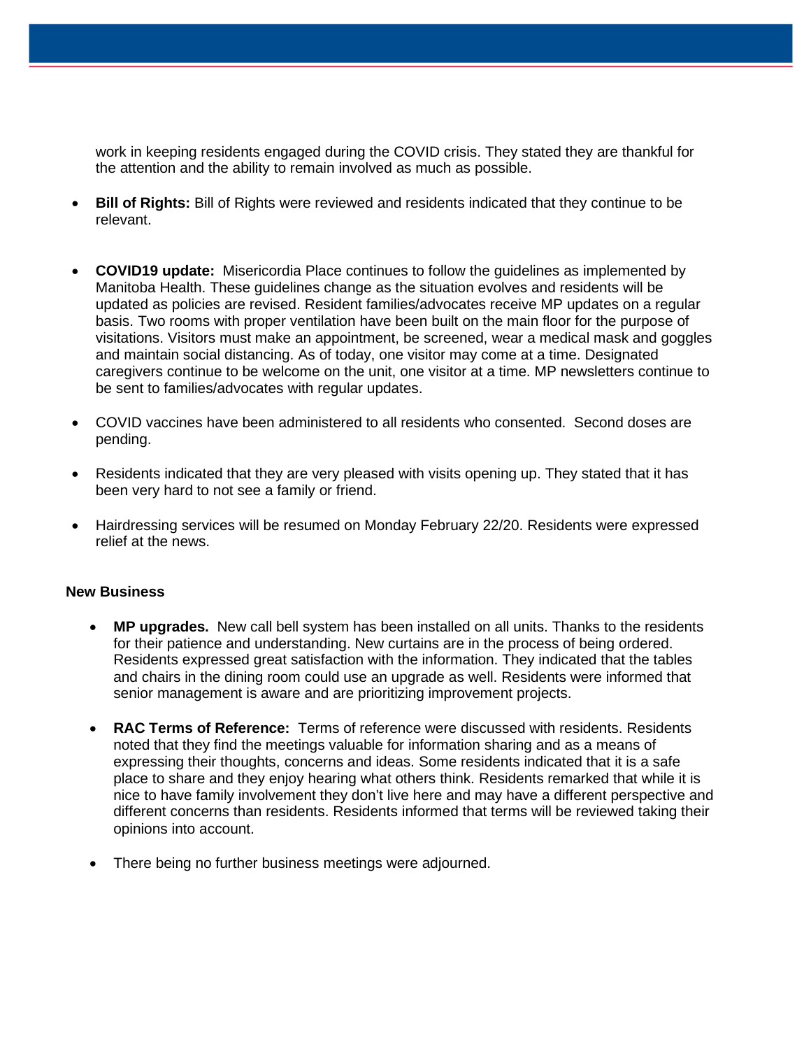work in keeping residents engaged during the COVID crisis. They stated they are thankful for the attention and the ability to remain involved as much as possible.

- **Bill of Rights:** Bill of Rights were reviewed and residents indicated that they continue to be relevant.

- **COVID19 update:** Misericordia Place continues to follow the guidelines as implemented by Manitoba Health. These guidelines change as the situation evolves and residents will be updated as policies are revised. Resident families/advocates receive MP updates on a regular basis. Two rooms with proper ventilation have been built on the main floor for the purpose of visitations. Visitors must make an appointment, be screened, wear a medical mask and goggles and maintain social distancing. As of today, one visitor may come at a time. Designated caregivers continue to be welcome on the unit, one visitor at a time. MP newsletters continue to be sent to families/advocates with regular updates.

- COVID vaccines have been administered to all residents who consented. Second doses are pending.

- Residents indicated that they are very pleased with visits opening up. They stated that it has been very hard to not see a family or friend.

- Hairdressing services will be resumed on Monday February 22/20. Residents were expressed relief at the news.

**New Business**

- **MP upgrades.** New call bell system has been installed on all units. Thanks to the residents for their patience and understanding. New curtains are in the process of being ordered. Residents expressed great satisfaction with the information. They indicated that the tables and chairs in the dining room could use an upgrade as well. Residents were informed that senior management is aware and are prioritizing improvement projects.

- **RAC Terms of Reference:** Terms of reference were discussed with residents. Residents noted that they find the meetings valuable for information sharing and as a means of expressing their thoughts, concerns and ideas. Some residents indicated that it is a safe place to share and they enjoy hearing what others think. Residents remarked that while it is nice to have family involvement they don't live here and may have a different perspective and different concerns than residents. Residents informed that terms will be reviewed taking their opinions into account.

- There being no further business meetings were adjourned.